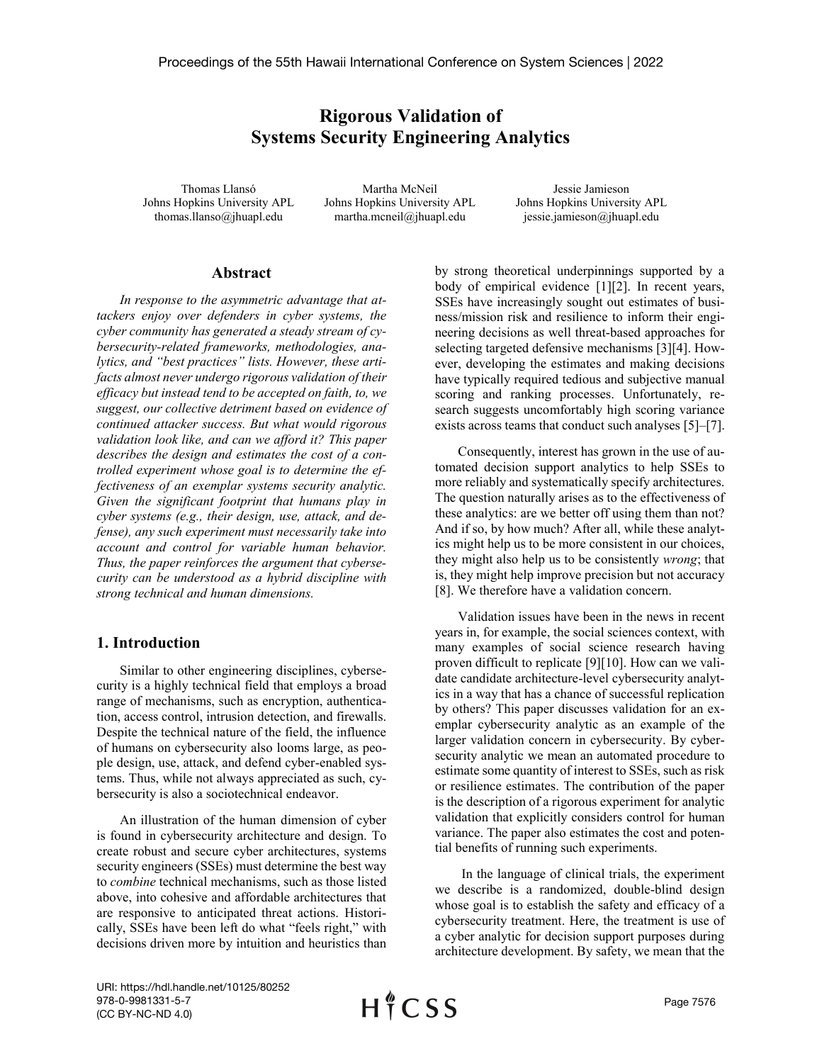# Rigorous Validation of Systems Security Engineering Analytics

Thomas Llansó
Johns Hopkins University APL
thomas.llanso@jhuapl.edu

Martha McNeil
Johns Hopkins University APL
martha.mcneil@jhuapl.edu

Jessie Jamieson
Johns Hopkins University APL
jessie.jamieson@jhuapl.edu

## Abstract

*In response to the asymmetric advantage that attackers enjoy over defenders in cyber systems, the cyber community has generated a steady stream of cybersecurity-related frameworks, methodologies, analytics, and "best practices" lists. However, these artifacts almost never undergo rigorous validation of their efficacy but instead tend to be accepted on faith, to, we suggest, our collective detriment based on evidence of continued attacker success. But what would rigorous validation look like, and can we afford it? This paper describes the design and estimates the cost of a controlled experiment whose goal is to determine the effectiveness of an exemplar systems security analytic. Given the significant footprint that humans play in cyber systems (e.g., their design, use, attack, and defense), any such experiment must necessarily take into account and control for variable human behavior. Thus, the paper reinforces the argument that cybersecurity can be understood as a hybrid discipline with strong technical and human dimensions.*

## 1. Introduction

Similar to other engineering disciplines, cybersecurity is a highly technical field that employs a broad range of mechanisms, such as encryption, authentication, access control, intrusion detection, and firewalls. Despite the technical nature of the field, the influence of humans on cybersecurity also looms large, as people design, use, attack, and defend cyber-enabled systems. Thus, while not always appreciated as such, cybersecurity is also a sociotechnical endeavor.

An illustration of the human dimension of cyber is found in cybersecurity architecture and design. To create robust and secure cyber architectures, systems security engineers (SSEs) must determine the best way to *combine* technical mechanisms, such as those listed above, into cohesive and affordable architectures that are responsive to anticipated threat actions. Historically, SSEs have been left do what "feels right," with decisions driven more by intuition and heuristics than by strong theoretical underpinnings supported by a body of empirical evidence [1][2]. In recent years, SSEs have increasingly sought out estimates of business/mission risk and resilience to inform their engineering decisions as well threat-based approaches for selecting targeted defensive mechanisms [3][4]. However, developing the estimates and making decisions have typically required tedious and subjective manual scoring and ranking processes. Unfortunately, research suggests uncomfortably high scoring variance exists across teams that conduct such analyses [5]–[7].

Consequently, interest has grown in the use of automated decision support analytics to help SSEs to more reliably and systematically specify architectures. The question naturally arises as to the effectiveness of these analytics: are we better off using them than not? And if so, by how much? After all, while these analytics might help us to be more consistent in our choices, they might also help us to be consistently *wrong*; that is, they might help improve precision but not accuracy [8]. We therefore have a validation concern.

Validation issues have been in the news in recent years in, for example, the social sciences context, with many examples of social science research having proven difficult to replicate [9][10]. How can we validate candidate architecture-level cybersecurity analytics in a way that has a chance of successful replication by others? This paper discusses validation for an exemplar cybersecurity analytic as an example of the larger validation concern in cybersecurity. By cybersecurity analytic we mean an automated procedure to estimate some quantity of interest to SSEs, such as risk or resilience estimates. The contribution of the paper is the description of a rigorous experiment for analytic validation that explicitly considers control for human variance. The paper also estimates the cost and potential benefits of running such experiments.

In the language of clinical trials, the experiment we describe is a randomized, double-blind design whose goal is to establish the safety and efficacy of a cybersecurity treatment. Here, the treatment is use of a cyber analytic for decision support purposes during architecture development. By safety, we mean that the

URI: https://hdl.handle.net/10125/80252
978-0-9981331-5-7
(CC BY-NC-ND 4.0)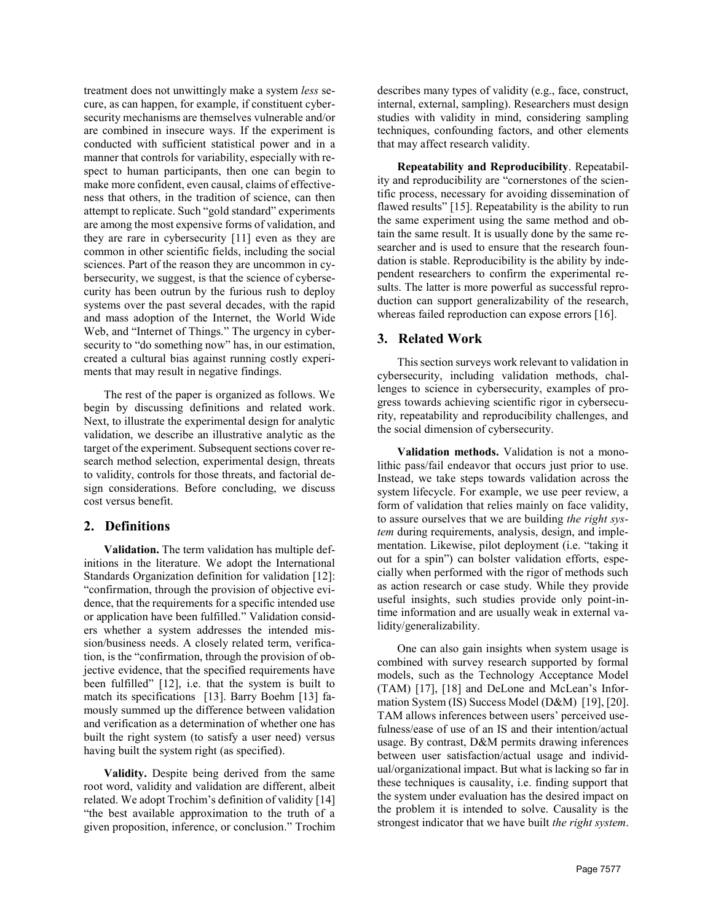treatment does not unwittingly make a system *less* secure, as can happen, for example, if constituent cybersecurity mechanisms are themselves vulnerable and/or are combined in insecure ways. If the experiment is conducted with sufficient statistical power and in a manner that controls for variability, especially with respect to human participants, then one can begin to make more confident, even causal, claims of effectiveness that others, in the tradition of science, can then attempt to replicate. Such "gold standard" experiments are among the most expensive forms of validation, and they are rare in cybersecurity [11] even as they are common in other scientific fields, including the social sciences. Part of the reason they are uncommon in cybersecurity, we suggest, is that the science of cybersecurity has been outrun by the furious rush to deploy systems over the past several decades, with the rapid and mass adoption of the Internet, the World Wide Web, and "Internet of Things." The urgency in cybersecurity to "do something now" has, in our estimation, created a cultural bias against running costly experiments that may result in negative findings.

The rest of the paper is organized as follows. We begin by discussing definitions and related work. Next, to illustrate the experimental design for analytic validation, we describe an illustrative analytic as the target of the experiment. Subsequent sections cover research method selection, experimental design, threats to validity, controls for those threats, and factorial design considerations. Before concluding, we discuss cost versus benefit.

## 2. Definitions

**Validation.** The term validation has multiple definitions in the literature. We adopt the International Standards Organization definition for validation [12]: "confirmation, through the provision of objective evidence, that the requirements for a specific intended use or application have been fulfilled." Validation considers whether a system addresses the intended mission/business needs. A closely related term, verification, is the "confirmation, through the provision of objective evidence, that the specified requirements have been fulfilled" [12], i.e. that the system is built to match its specifications [13]. Barry Boehm [13] famously summed up the difference between validation and verification as a determination of whether one has built the right system (to satisfy a user need) versus having built the system right (as specified).

**Validity.** Despite being derived from the same root word, validity and validation are different, albeit related. We adopt Trochim's definition of validity [14] "the best available approximation to the truth of a given proposition, inference, or conclusion." Trochim describes many types of validity (e.g., face, construct, internal, external, sampling). Researchers must design studies with validity in mind, considering sampling techniques, confounding factors, and other elements that may affect research validity.

**Repeatability and Reproducibility**. Repeatability and reproducibility are "cornerstones of the scientific process, necessary for avoiding dissemination of flawed results" [15]. Repeatability is the ability to run the same experiment using the same method and obtain the same result. It is usually done by the same researcher and is used to ensure that the research foundation is stable. Reproducibility is the ability by independent researchers to confirm the experimental results. The latter is more powerful as successful reproduction can support generalizability of the research, whereas failed reproduction can expose errors [16].

## 3. Related Work

This section surveys work relevant to validation in cybersecurity, including validation methods, challenges to science in cybersecurity, examples of progress towards achieving scientific rigor in cybersecurity, repeatability and reproducibility challenges, and the social dimension of cybersecurity.

**Validation methods.** Validation is not a monolithic pass/fail endeavor that occurs just prior to use. Instead, we take steps towards validation across the system lifecycle. For example, we use peer review, a form of validation that relies mainly on face validity, to assure ourselves that we are building *the right system* during requirements, analysis, design, and implementation. Likewise, pilot deployment (i.e. "taking it out for a spin") can bolster validation efforts, especially when performed with the rigor of methods such as action research or case study. While they provide useful insights, such studies provide only point-in-time information and are usually weak in external validity/generalizability.

One can also gain insights when system usage is combined with survey research supported by formal models, such as the Technology Acceptance Model (TAM) [17], [18] and DeLone and McLean's Information System (IS) Success Model (D&M) [19], [20]. TAM allows inferences between users' perceived usefulness/ease of use of an IS and their intention/actual usage. By contrast, D&M permits drawing inferences between user satisfaction/actual usage and individual/organizational impact. But what is lacking so far in these techniques is causality, i.e. finding support that the system under evaluation has the desired impact on the problem it is intended to solve. Causality is the strongest indicator that we have built *the right system*.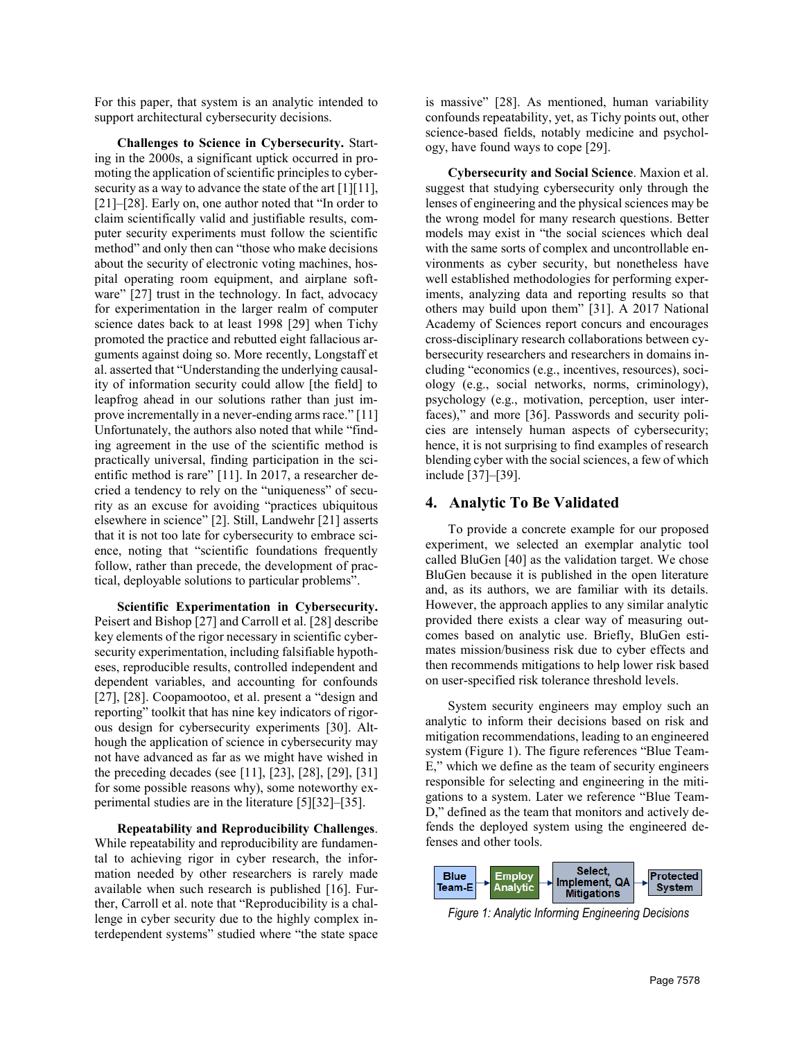For this paper, that system is an analytic intended to support architectural cybersecurity decisions.

**Challenges to Science in Cybersecurity.** Starting in the 2000s, a significant uptick occurred in promoting the application of scientific principles to cybersecurity as a way to advance the state of the art [1][11], [21]–[28]. Early on, one author noted that "In order to claim scientifically valid and justifiable results, computer security experiments must follow the scientific method" and only then can "those who make decisions about the security of electronic voting machines, hospital operating room equipment, and airplane software" [27] trust in the technology. In fact, advocacy for experimentation in the larger realm of computer science dates back to at least 1998 [29] when Tichy promoted the practice and rebutted eight fallacious arguments against doing so. More recently, Longstaff et al. asserted that "Understanding the underlying causality of information security could allow [the field] to leapfrog ahead in our solutions rather than just improve incrementally in a never-ending arms race." [11] Unfortunately, the authors also noted that while "finding agreement in the use of the scientific method is practically universal, finding participation in the scientific method is rare" [11]. In 2017, a researcher decried a tendency to rely on the "uniqueness" of security as an excuse for avoiding "practices ubiquitous elsewhere in science" [2]. Still, Landwehr [21] asserts that it is not too late for cybersecurity to embrace science, noting that "scientific foundations frequently follow, rather than precede, the development of practical, deployable solutions to particular problems".

**Scientific Experimentation in Cybersecurity.** Peisert and Bishop [27] and Carroll et al. [28] describe key elements of the rigor necessary in scientific cybersecurity experimentation, including falsifiable hypotheses, reproducible results, controlled independent and dependent variables, and accounting for confounds [27], [28]. Coopamootoo, et al. present a "design and reporting" toolkit that has nine key indicators of rigorous design for cybersecurity experiments [30]. Although the application of science in cybersecurity may not have advanced as far as we might have wished in the preceding decades (see [11], [23], [28], [29], [31] for some possible reasons why), some noteworthy experimental studies are in the literature [5][32]–[35].

**Repeatability and Reproducibility Challenges**. While repeatability and reproducibility are fundamental to achieving rigor in cyber research, the information needed by other researchers is rarely made available when such research is published [16]. Further, Carroll et al. note that "Reproducibility is a challenge in cyber security due to the highly complex interdependent systems" studied where "the state space is massive" [28]. As mentioned, human variability confounds repeatability, yet, as Tichy points out, other science-based fields, notably medicine and psychology, have found ways to cope [29].

**Cybersecurity and Social Science**. Maxion et al. suggest that studying cybersecurity only through the lenses of engineering and the physical sciences may be the wrong model for many research questions. Better models may exist in "the social sciences which deal with the same sorts of complex and uncontrollable environments as cyber security, but nonetheless have well established methodologies for performing experiments, analyzing data and reporting results so that others may build upon them" [31]. A 2017 National Academy of Sciences report concurs and encourages cross-disciplinary research collaborations between cybersecurity researchers and researchers in domains including "economics (e.g., incentives, resources), sociology (e.g., social networks, norms, criminology), psychology (e.g., motivation, perception, user interfaces)," and more [36]. Passwords and security policies are intensely human aspects of cybersecurity; hence, it is not surprising to find examples of research blending cyber with the social sciences, a few of which include [37]–[39].

## 4. Analytic To Be Validated

To provide a concrete example for our proposed experiment, we selected an exemplar analytic tool called BluGen [40] as the validation target. We chose BluGen because it is published in the open literature and, as its authors, we are familiar with its details. However, the approach applies to any similar analytic provided there exists a clear way of measuring outcomes based on analytic use. Briefly, BluGen estimates mission/business risk due to cyber effects and then recommends mitigations to help lower risk based on user-specified risk tolerance threshold levels.

System security engineers may employ such an analytic to inform their decisions based on risk and mitigation recommendations, leading to an engineered system (Figure 1). The figure references "Blue Team-E," which we define as the team of security engineers responsible for selecting and engineering in the mitigations to a system. Later we reference "Blue Team-D," defined as the team that monitors and actively defends the deployed system using the engineered defenses and other tools.

Blue Team-E → Employ Analytic → Select, Implement, QA Mitigations → Protected System

*Figure 1: Analytic Informing Engineering Decisions*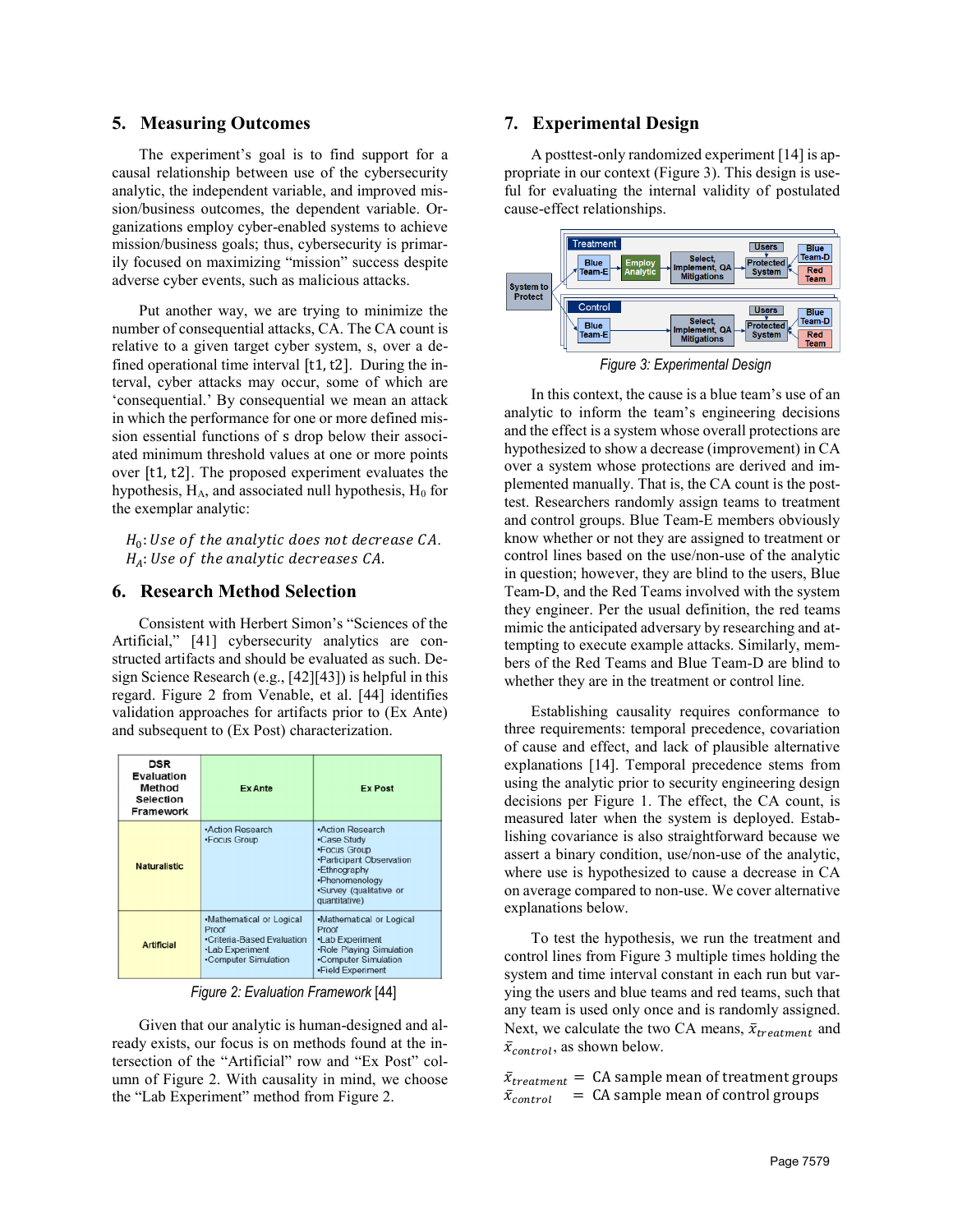## 5. Measuring Outcomes

The experiment's goal is to find support for a causal relationship between use of the cybersecurity analytic, the independent variable, and improved mission/business outcomes, the dependent variable. Organizations employ cyber-enabled systems to achieve mission/business goals; thus, cybersecurity is primarily focused on maximizing "mission" success despite adverse cyber events, such as malicious attacks.

Put another way, we are trying to minimize the number of consequential attacks, CA. The CA count is relative to a given target cyber system, s, over a defined operational time interval $[t1, t2]$. During the interval, cyber attacks may occur, some of which are 'consequential.' By consequential we mean an attack in which the performance for one or more defined mission essential functions of s drop below their associated minimum threshold values at one or more points over $[t1, t2]$. The proposed experiment evaluates the hypothesis, $H_A$, and associated null hypothesis, $H_0$ for the exemplar analytic:

$H_0$: *Use of the analytic does not decrease CA.*
$H_A$: *Use of the analytic decreases CA.*

## 6. Research Method Selection

Consistent with Herbert Simon's "Sciences of the Artificial," [41] cybersecurity analytics are constructed artifacts and should be evaluated as such. Design Science Research (e.g., [42][43]) is helpful in this regard. Figure 2 from Venable, et al. [44] identifies validation approaches for artifacts prior to (Ex Ante) and subsequent to (Ex Post) characterization.

| DSR Evaluation Method Selection Framework | Ex Ante | Ex Post |
|---|---|---|
| Naturalistic | •Action Research<br>•Focus Group | •Action Research<br>•Case Study<br>•Focus Group<br>•Participant Observation<br>•Ethnography<br>•Phenomenology<br>•Survey (qualitative or quantitative) |
| Artificial | •Mathematical or Logical Proof<br>•Criteria-Based Evaluation<br>•Lab Experiment<br>•Computer Simulation | •Mathematical or Logical Proof<br>•Lab Experiment<br>•Role Playing Simulation<br>•Computer Simulation<br>•Field Experiment |

*Figure 2: Evaluation Framework* [44]

Given that our analytic is human-designed and already exists, our focus is on methods found at the intersection of the "Artificial" row and "Ex Post" column of Figure 2. With causality in mind, we choose the "Lab Experiment" method from Figure 2.

## 7. Experimental Design

A posttest-only randomized experiment [14] is appropriate in our context (Figure 3). This design is useful for evaluating the internal validity of postulated cause-effect relationships.

Treatment
Blue Team-E
Employ Analytic
Select, Implement, QA Mitigations
Users
Protected System
Blue Team-D
Red Team
System to Protect
Control
Blue Team-E
Select, Implement, QA Mitigations
Users
Protected System
Blue Team-D
Red Team

*Figure 3: Experimental Design*

In this context, the cause is a blue team's use of an analytic to inform the team's engineering decisions and the effect is a system whose overall protections are hypothesized to show a decrease (improvement) in CA over a system whose protections are derived and implemented manually. That is, the CA count is the posttest. Researchers randomly assign teams to treatment and control groups. Blue Team-E members obviously know whether or not they are assigned to treatment or control lines based on the use/non-use of the analytic in question; however, they are blind to the users, Blue Team-D, and the Red Teams involved with the system they engineer. Per the usual definition, the red teams mimic the anticipated adversary by researching and attempting to execute example attacks. Similarly, members of the Red Teams and Blue Team-D are blind to whether they are in the treatment or control line.

Establishing causality requires conformance to three requirements: temporal precedence, covariation of cause and effect, and lack of plausible alternative explanations [14]. Temporal precedence stems from using the analytic prior to security engineering design decisions per Figure 1. The effect, the CA count, is measured later when the system is deployed. Establishing covariance is also straightforward because we assert a binary condition, use/non-use of the analytic, where use is hypothesized to cause a decrease in CA on average compared to non-use. We cover alternative explanations below.

To test the hypothesis, we run the treatment and control lines from Figure 3 multiple times holding the system and time interval constant in each run but varying the users and blue teams and red teams, such that any team is used only once and is randomly assigned. Next, we calculate the two CA means, $\bar{x}_{treatment}$ and $\bar{x}_{control}$, as shown below.

$$\bar{x}_{treatment} = \text{CA sample mean of treatment groups}$$
$$\bar{x}_{control} = \text{CA sample mean of control groups}$$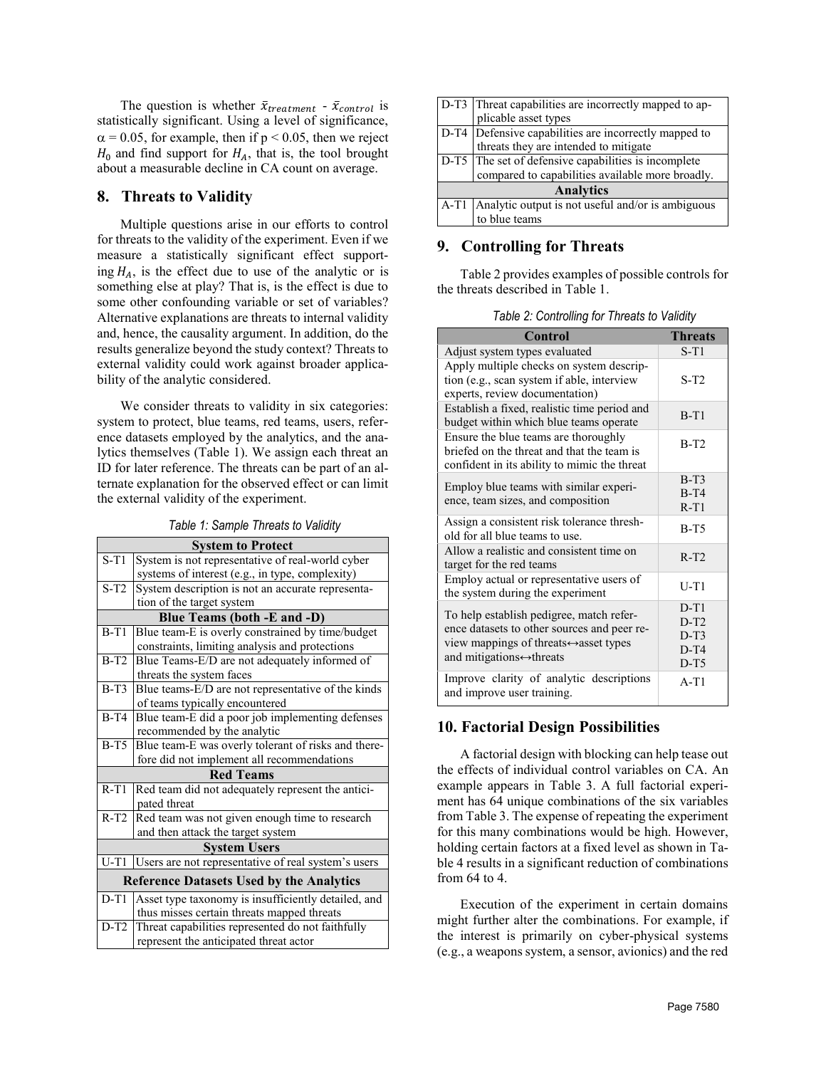The question is whether $\bar{x}_{treatment}$ - $\bar{x}_{control}$ is statistically significant. Using a level of significance, $\alpha = 0.05$, for example, then if $p < 0.05$, then we reject $H_0$ and find support for $H_A$, that is, the tool brought about a measurable decline in CA count on average.

## 8. Threats to Validity

Multiple questions arise in our efforts to control for threats to the validity of the experiment. Even if we measure a statistically significant effect supporting $H_A$, is the effect due to use of the analytic or is something else at play? That is, is the effect is due to some other confounding variable or set of variables? Alternative explanations are threats to internal validity and, hence, the causality argument. In addition, do the results generalize beyond the study context? Threats to external validity could work against broader applicability of the analytic considered.

We consider threats to validity in six categories: system to protect, blue teams, red teams, users, reference datasets employed by the analytics, and the analytics themselves (Table 1). We assign each threat an ID for later reference. The threats can be part of an alternate explanation for the observed effect or can limit the external validity of the experiment.

*Table 1: Sample Threats to Validity*

| | |
|---|---|
| **System to Protect** | |
| S-T1 | System is not representative of real-world cyber systems of interest (e.g., in type, complexity) |
| S-T2 | System description is not an accurate representation of the target system |
| **Blue Teams (both -E and -D)** | |
| B-T1 | Blue team-E is overly constrained by time/budget constraints, limiting analysis and protections |
| B-T2 | Blue Teams-E/D are not adequately informed of threats the system faces |
| B-T3 | Blue teams-E/D are not representative of the kinds of teams typically encountered |
| B-T4 | Blue team-E did a poor job implementing defenses recommended by the analytic |
| B-T5 | Blue team-E was overly tolerant of risks and therefore did not implement all recommendations |
| **Red Teams** | |
| R-T1 | Red team did not adequately represent the anticipated threat |
| R-T2 | Red team was not given enough time to research and then attack the target system |
| **System Users** | |
| U-T1 | Users are not representative of real system's users |
| **Reference Datasets Used by the Analytics** | |
| D-T1 | Asset type taxonomy is insufficiently detailed, and thus misses certain threats mapped threats |
| D-T2 | Threat capabilities represented do not faithfully represent the anticipated threat actor |
| D-T3 | Threat capabilities are incorrectly mapped to applicable asset types |
| D-T4 | Defensive capabilities are incorrectly mapped to threats they are intended to mitigate |
| D-T5 | The set of defensive capabilities is incomplete compared to capabilities available more broadly. |
| **Analytics** | |
| A-T1 | Analytic output is not useful and/or is ambiguous to blue teams |

## 9. Controlling for Threats

Table 2 provides examples of possible controls for the threats described in Table 1.

*Table 2: Controlling for Threats to Validity*

| Control | Threats |
|---|---|
| Adjust system types evaluated | S-T1 |
| Apply multiple checks on system description (e.g., scan system if able, interview experts, review documentation) | S-T2 |
| Establish a fixed, realistic time period and budget within which blue teams operate | B-T1 |
| Ensure the blue teams are thoroughly briefed on the threat and that the team is confident in its ability to mimic the threat | B-T2 |
| Employ blue teams with similar experience, team sizes, and composition | B-T3<br>B-T4<br>R-T1 |
| Assign a consistent risk tolerance threshold for all blue teams to use. | B-T5 |
| Allow a realistic and consistent time on target for the red teams | R-T2 |
| Employ actual or representative users of the system during the experiment | U-T1 |
| To help establish pedigree, match reference datasets to other sources and peer review mappings of threats↔asset types and mitigations↔threats | D-T1<br>D-T2<br>D-T3<br>D-T4<br>D-T5 |
| Improve clarity of analytic descriptions and improve user training. | A-T1 |

## 10. Factorial Design Possibilities

A factorial design with blocking can help tease out the effects of individual control variables on CA. An example appears in Table 3. A full factorial experiment has 64 unique combinations of the six variables from Table 3. The expense of repeating the experiment for this many combinations would be high. However, holding certain factors at a fixed level as shown in Table 4 results in a significant reduction of combinations from 64 to 4.

Execution of the experiment in certain domains might further alter the combinations. For example, if the interest is primarily on cyber-physical systems (e.g., a weapons system, a sensor, avionics) and the red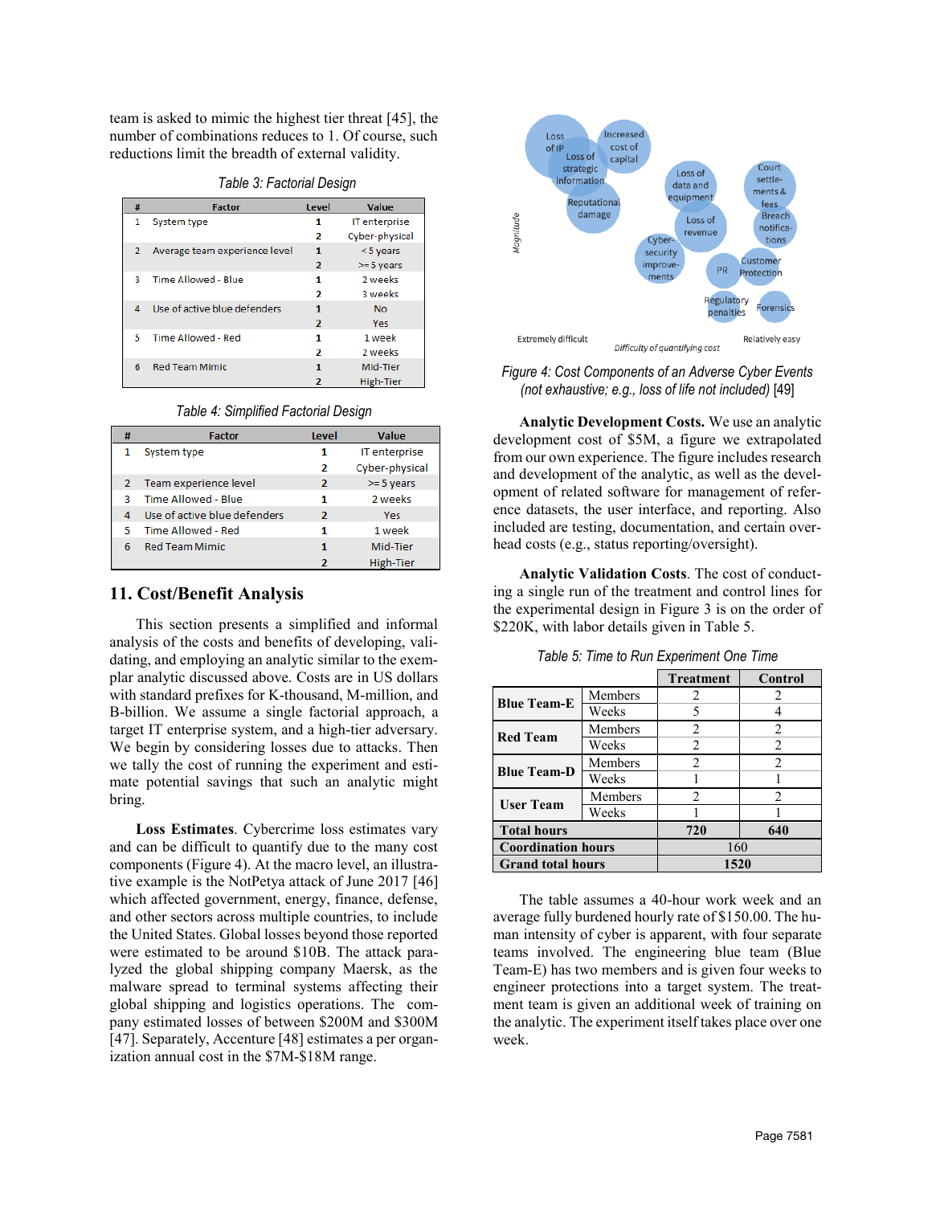team is asked to mimic the highest tier threat [45], the number of combinations reduces to 1. Of course, such reductions limit the breadth of external validity.

*Table 3: Factorial Design*

| # | Factor | Level | Value |
|---|---|---|---|
| 1 | System type | 1 | IT enterprise |
| | | 2 | Cyber-physical |
| 2 | Average team experience level | 1 | < 5 years |
| | | 2 | >= 5 years |
| 3 | Time Allowed - Blue | 1 | 2 weeks |
| | | 2 | 3 weeks |
| 4 | Use of active blue defenders | 1 | No |
| | | 2 | Yes |
| 5 | Time Allowed - Red | 1 | 1 week |
| | | 2 | 2 weeks |
| 6 | Red Team Mimic | 1 | Mid-Tier |
| | | 2 | High-Tier |

*Table 4: Simplified Factorial Design*

| # | Factor | Level | Value |
|---|---|---|---|
| 1 | System type | 1 | IT enterprise |
| | | 2 | Cyber-physical |
| 2 | Team experience level | 2 | >= 5 years |
| 3 | Time Allowed - Blue | 1 | 2 weeks |
| 4 | Use of active blue defenders | 2 | Yes |
| 5 | Time Allowed - Red | 1 | 1 week |
| 6 | Red Team Mimic | 1 | Mid-Tier |
| | | 2 | High-Tier |

## 11. Cost/Benefit Analysis

This section presents a simplified and informal analysis of the costs and benefits of developing, validating, and employing an analytic similar to the exemplar analytic discussed above. Costs are in US dollars with standard prefixes for K-thousand, M-million, and B-billion. We assume a single factorial approach, a target IT enterprise system, and a high-tier adversary. We begin by considering losses due to attacks. Then we tally the cost of running the experiment and estimate potential savings that such an analytic might bring.

**Loss Estimates**. Cybercrime loss estimates vary and can be difficult to quantify due to the many cost components (Figure 4). At the macro level, an illustrative example is the NotPetya attack of June 2017 [46] which affected government, energy, finance, defense, and other sectors across multiple countries, to include the United States. Global losses beyond those reported were estimated to be around $10B. The attack paralyzed the global shipping company Maersk, as the malware spread to terminal systems affecting their global shipping and logistics operations. The company estimated losses of between $200M and $300M [47]. Separately, Accenture [48] estimates a per organization annual cost in the $7M-$18M range.

*Figure 4: Cost Components of an Adverse Cyber Events (not exhaustive; e.g., loss of life not included)* [49]

**Analytic Development Costs.** We use an analytic development cost of $5M, a figure we extrapolated from our own experience. The figure includes research and development of the analytic, as well as the development of related software for management of reference datasets, the user interface, and reporting. Also included are testing, documentation, and certain overhead costs (e.g., status reporting/oversight).

**Analytic Validation Costs**. The cost of conducting a single run of the treatment and control lines for the experimental design in Figure 3 is on the order of $220K, with labor details given in Table 5.

*Table 5: Time to Run Experiment One Time*

| | | Treatment | Control |
|---|---|---|---|
| **Blue Team-E** | Members | 2 | 2 |
| | Weeks | 5 | 4 |
| **Red Team** | Members | 2 | 2 |
| | Weeks | 2 | 2 |
| **Blue Team-D** | Members | 2 | 2 |
| | Weeks | 1 | 1 |
| **User Team** | Members | 2 | 2 |
| | Weeks | 1 | 1 |
| **Total hours** | | **720** | **640** |
| **Coordination hours** | | 160 | |
| **Grand total hours** | | **1520** | |

The table assumes a 40-hour work week and an average fully burdened hourly rate of $150.00. The human intensity of cyber is apparent, with four separate teams involved. The engineering blue team (Blue Team-E) has two members and is given four weeks to engineer protections into a target system. The treatment team is given an additional week of training on the analytic. The experiment itself takes place over one week.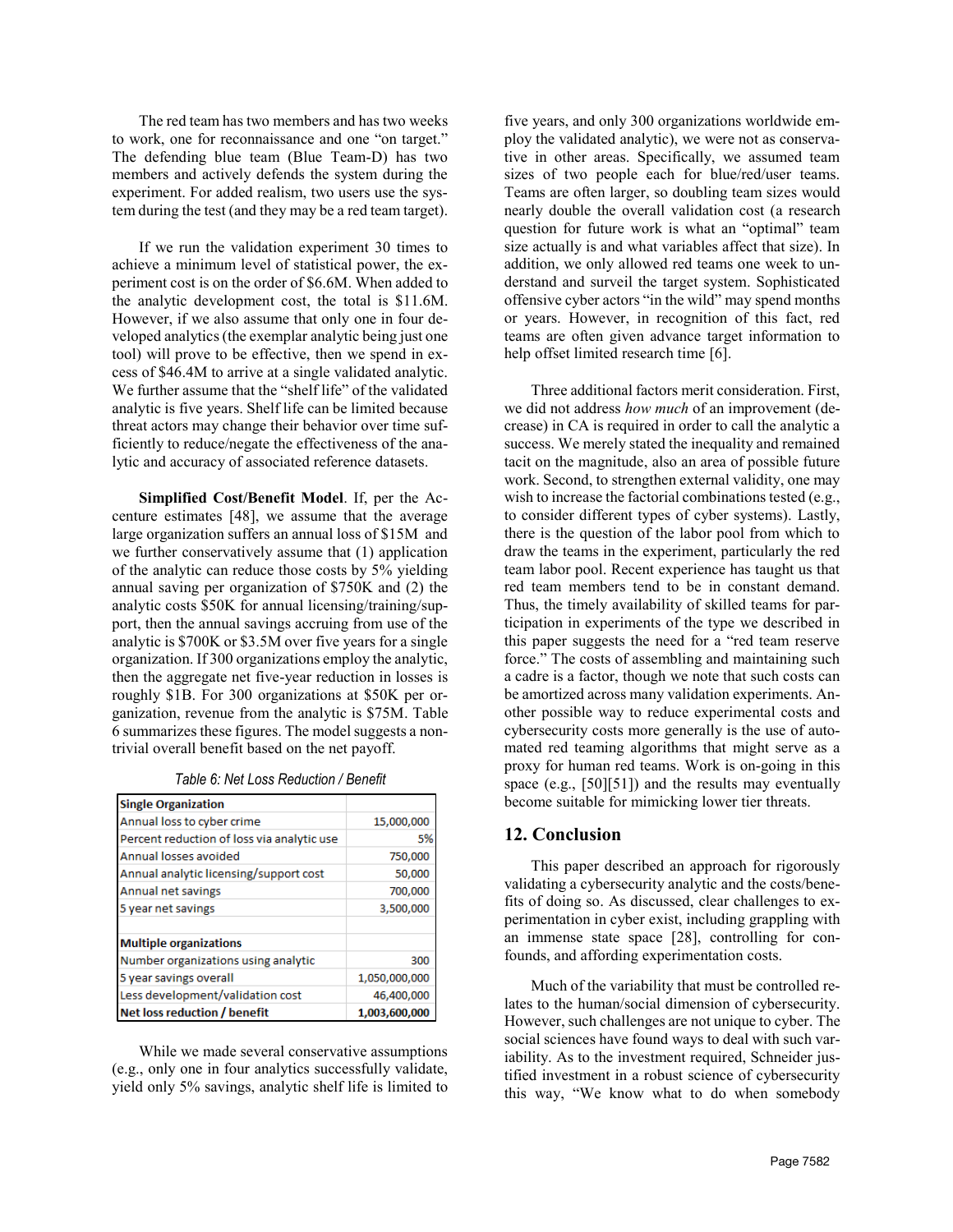The red team has two members and has two weeks to work, one for reconnaissance and one "on target." The defending blue team (Blue Team-D) has two members and actively defends the system during the experiment. For added realism, two users use the system during the test (and they may be a red team target).

If we run the validation experiment 30 times to achieve a minimum level of statistical power, the experiment cost is on the order of $6.6M. When added to the analytic development cost, the total is $11.6M. However, if we also assume that only one in four developed analytics (the exemplar analytic being just one tool) will prove to be effective, then we spend in excess of $46.4M to arrive at a single validated analytic. We further assume that the "shelf life" of the validated analytic is five years. Shelf life can be limited because threat actors may change their behavior over time sufficiently to reduce/negate the effectiveness of the analytic and accuracy of associated reference datasets.

**Simplified Cost/Benefit Model**. If, per the Accenture estimates [48], we assume that the average large organization suffers an annual loss of $15M and we further conservatively assume that (1) application of the analytic can reduce those costs by 5% yielding annual saving per organization of $750K and (2) the analytic costs $50K for annual licensing/training/support, then the annual savings accruing from use of the analytic is $700K or $3.5M over five years for a single organization. If 300 organizations employ the analytic, then the aggregate net five-year reduction in losses is roughly $1B. For 300 organizations at $50K per organization, revenue from the analytic is $75M. Table 6 summarizes these figures. The model suggests a non-trivial overall benefit based on the net payoff.

*Table 6: Net Loss Reduction / Benefit*

| | |
|---|---|
| **Single Organization** | |
| Annual loss to cyber crime | 15,000,000 |
| Percent reduction of loss via analytic use | 5% |
| Annual losses avoided | 750,000 |
| Annual analytic licensing/support cost | 50,000 |
| Annual net savings | 700,000 |
| 5 year net savings | 3,500,000 |
| | |
| **Multiple organizations** | |
| Number organizations using analytic | 300 |
| 5 year savings overall | 1,050,000,000 |
| Less development/validation cost | 46,400,000 |
| **Net loss reduction / benefit** | **1,003,600,000** |

While we made several conservative assumptions (e.g., only one in four analytics successfully validate, yield only 5% savings, analytic shelf life is limited to five years, and only 300 organizations worldwide employ the validated analytic), we were not as conservative in other areas. Specifically, we assumed team sizes of two people each for blue/red/user teams. Teams are often larger, so doubling team sizes would nearly double the overall validation cost (a research question for future work is what an "optimal" team size actually is and what variables affect that size). In addition, we only allowed red teams one week to understand and surveil the target system. Sophisticated offensive cyber actors "in the wild" may spend months or years. However, in recognition of this fact, red teams are often given advance target information to help offset limited research time [6].

Three additional factors merit consideration. First, we did not address *how much* of an improvement (decrease) in CA is required in order to call the analytic a success. We merely stated the inequality and remained tacit on the magnitude, also an area of possible future work. Second, to strengthen external validity, one may wish to increase the factorial combinations tested (e.g., to consider different types of cyber systems). Lastly, there is the question of the labor pool from which to draw the teams in the experiment, particularly the red team labor pool. Recent experience has taught us that red team members tend to be in constant demand. Thus, the timely availability of skilled teams for participation in experiments of the type we described in this paper suggests the need for a "red team reserve force." The costs of assembling and maintaining such a cadre is a factor, though we note that such costs can be amortized across many validation experiments. Another possible way to reduce experimental costs and cybersecurity costs more generally is the use of automated red teaming algorithms that might serve as a proxy for human red teams. Work is on-going in this space (e.g., [50][51]) and the results may eventually become suitable for mimicking lower tier threats.

## 12. Conclusion

This paper described an approach for rigorously validating a cybersecurity analytic and the costs/benefits of doing so. As discussed, clear challenges to experimentation in cyber exist, including grappling with an immense state space [28], controlling for confounds, and affording experimentation costs.

Much of the variability that must be controlled relates to the human/social dimension of cybersecurity. However, such challenges are not unique to cyber. The social sciences have found ways to deal with such variability. As to the investment required, Schneider justified investment in a robust science of cybersecurity this way, "We know what to do when somebody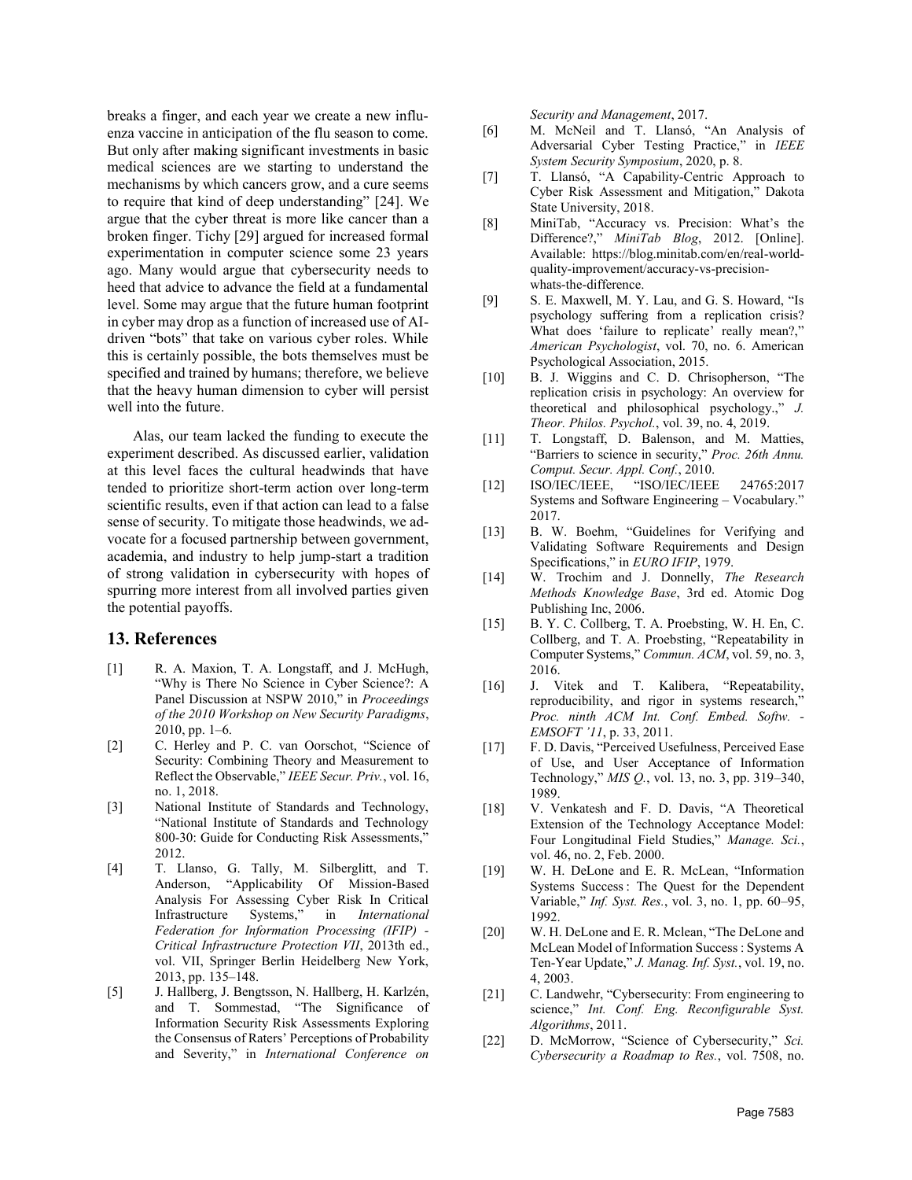breaks a finger, and each year we create a new influenza vaccine in anticipation of the flu season to come. But only after making significant investments in basic medical sciences are we starting to understand the mechanisms by which cancers grow, and a cure seems to require that kind of deep understanding" [24]. We argue that the cyber threat is more like cancer than a broken finger. Tichy [29] argued for increased formal experimentation in computer science some 23 years ago. Many would argue that cybersecurity needs to heed that advice to advance the field at a fundamental level. Some may argue that the future human footprint in cyber may drop as a function of increased use of AI-driven "bots" that take on various cyber roles. While this is certainly possible, the bots themselves must be specified and trained by humans; therefore, we believe that the heavy human dimension to cyber will persist well into the future.

Alas, our team lacked the funding to execute the experiment described. As discussed earlier, validation at this level faces the cultural headwinds that have tended to prioritize short-term action over long-term scientific results, even if that action can lead to a false sense of security. To mitigate those headwinds, we advocate for a focused partnership between government, academia, and industry to help jump-start a tradition of strong validation in cybersecurity with hopes of spurring more interest from all involved parties given the potential payoffs.

## 13. References

[1] R. A. Maxion, T. A. Longstaff, and J. McHugh, "Why is There No Science in Cyber Science?: A Panel Discussion at NSPW 2010," in *Proceedings of the 2010 Workshop on New Security Paradigms*, 2010, pp. 1–6.

[2] C. Herley and P. C. van Oorschot, "Science of Security: Combining Theory and Measurement to Reflect the Observable," *IEEE Secur. Priv.*, vol. 16, no. 1, 2018.

[3] National Institute of Standards and Technology, "National Institute of Standards and Technology 800-30: Guide for Conducting Risk Assessments," 2012.

[4] T. Llanso, G. Tally, M. Silberglitt, and T. Anderson, "Applicability Of Mission-Based Analysis For Assessing Cyber Risk In Critical Infrastructure Systems," in *International Federation for Information Processing (IFIP) - Critical Infrastructure Protection VII*, 2013th ed., vol. VII, Springer Berlin Heidelberg New York, 2013, pp. 135–148.

[5] J. Hallberg, J. Bengtsson, N. Hallberg, H. Karlzén, and T. Sommestad, "The Significance of Information Security Risk Assessments Exploring the Consensus of Raters' Perceptions of Probability and Severity," in *International Conference on Security and Management*, 2017.

[6] M. McNeil and T. Llansó, "An Analysis of Adversarial Cyber Testing Practice," in *IEEE System Security Symposium*, 2020, p. 8.

[7] T. Llansó, "A Capability-Centric Approach to Cyber Risk Assessment and Mitigation," Dakota State University, 2018.

[8] MiniTab, "Accuracy vs. Precision: What's the Difference?," *MiniTab Blog*, 2012. [Online]. Available: https://blog.minitab.com/en/real-world-quality-improvement/accuracy-vs-precision-whats-the-difference.

[9] S. E. Maxwell, M. Y. Lau, and G. S. Howard, "Is psychology suffering from a replication crisis? What does 'failure to replicate' really mean?," *American Psychologist*, vol. 70, no. 6. American Psychological Association, 2015.

[10] B. J. Wiggins and C. D. Chrisopherson, "The replication crisis in psychology: An overview for theoretical and philosophical psychology.," *J. Theor. Philos. Psychol.*, vol. 39, no. 4, 2019.

[11] T. Longstaff, D. Balenson, and M. Matties, "Barriers to science in security," *Proc. 26th Annu. Comput. Secur. Appl. Conf.*, 2010.

[12] ISO/IEC/IEEE, "ISO/IEC/IEEE 24765:2017 Systems and Software Engineering – Vocabulary." 2017.

[13] B. W. Boehm, "Guidelines for Verifying and Validating Software Requirements and Design Specifications," in *EURO IFIP*, 1979.

[14] W. Trochim and J. Donnelly, *The Research Methods Knowledge Base*, 3rd ed. Atomic Dog Publishing Inc, 2006.

[15] B. Y. C. Collberg, T. A. Proebsting, W. H. En, C. Collberg, and T. A. Proebsting, "Repeatability in Computer Systems," *Commun. ACM*, vol. 59, no. 3, 2016.

[16] J. Vitek and T. Kalibera, "Repeatability, reproducibility, and rigor in systems research," *Proc. ninth ACM Int. Conf. Embed. Softw. - EMSOFT '11*, p. 33, 2011.

[17] F. D. Davis, "Perceived Usefulness, Perceived Ease of Use, and User Acceptance of Information Technology," *MIS Q.*, vol. 13, no. 3, pp. 319–340, 1989.

[18] V. Venkatesh and F. D. Davis, "A Theoretical Extension of the Technology Acceptance Model: Four Longitudinal Field Studies," *Manage. Sci.*, vol. 46, no. 2, Feb. 2000.

[19] W. H. DeLone and E. R. McLean, "Information Systems Success : The Quest for the Dependent Variable," *Inf. Syst. Res.*, vol. 3, no. 1, pp. 60–95, 1992.

[20] W. H. DeLone and E. R. Mclean, "The DeLone and McLean Model of Information Success : Systems A Ten-Year Update," *J. Manag. Inf. Syst.*, vol. 19, no. 4, 2003.

[21] C. Landwehr, "Cybersecurity: From engineering to science," *Int. Conf. Eng. Reconfigurable Syst. Algorithms*, 2011.

[22] D. McMorrow, "Science of Cybersecurity," *Sci. Cybersecurity a Roadmap to Res.*, vol. 7508, no.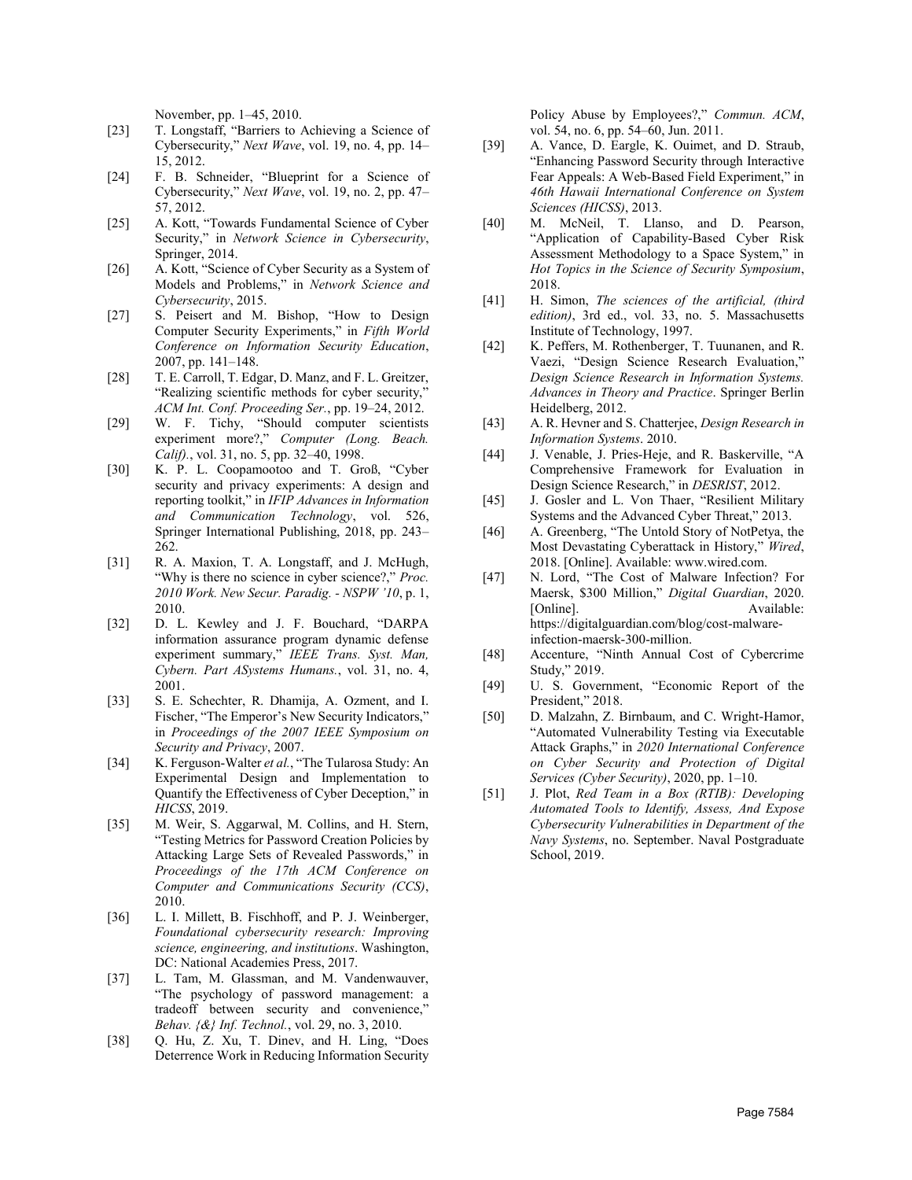November, pp. 1–45, 2010.

[23] T. Longstaff, "Barriers to Achieving a Science of Cybersecurity," *Next Wave*, vol. 19, no. 4, pp. 14–15, 2012.

[24] F. B. Schneider, "Blueprint for a Science of Cybersecurity," *Next Wave*, vol. 19, no. 2, pp. 47–57, 2012.

[25] A. Kott, "Towards Fundamental Science of Cyber Security," in *Network Science in Cybersecurity*, Springer, 2014.

[26] A. Kott, "Science of Cyber Security as a System of Models and Problems," in *Network Science and Cybersecurity*, 2015.

[27] S. Peisert and M. Bishop, "How to Design Computer Security Experiments," in *Fifth World Conference on Information Security Education*, 2007, pp. 141–148.

[28] T. E. Carroll, T. Edgar, D. Manz, and F. L. Greitzer, "Realizing scientific methods for cyber security," *ACM Int. Conf. Proceeding Ser.*, pp. 19–24, 2012.

[29] W. F. Tichy, "Should computer scientists experiment more?," *Computer (Long. Beach. Calif).*, vol. 31, no. 5, pp. 32–40, 1998.

[30] K. P. L. Coopamootoo and T. Groß, "Cyber security and privacy experiments: A design and reporting toolkit," in *IFIP Advances in Information and Communication Technology*, vol. 526, Springer International Publishing, 2018, pp. 243–262.

[31] R. A. Maxion, T. A. Longstaff, and J. McHugh, "Why is there no science in cyber science?," *Proc. 2010 Work. New Secur. Paradig. - NSPW '10*, p. 1, 2010.

[32] D. L. Kewley and J. F. Bouchard, "DARPA information assurance program dynamic defense experiment summary," *IEEE Trans. Syst. Man, Cybern. Part ASystems Humans.*, vol. 31, no. 4, 2001.

[33] S. E. Schechter, R. Dhamija, A. Ozment, and I. Fischer, "The Emperor's New Security Indicators," in *Proceedings of the 2007 IEEE Symposium on Security and Privacy*, 2007.

[34] K. Ferguson-Walter *et al.*, "The Tularosa Study: An Experimental Design and Implementation to Quantify the Effectiveness of Cyber Deception," in *HICSS*, 2019.

[35] M. Weir, S. Aggarwal, M. Collins, and H. Stern, "Testing Metrics for Password Creation Policies by Attacking Large Sets of Revealed Passwords," in *Proceedings of the 17th ACM Conference on Computer and Communications Security (CCS)*, 2010.

[36] L. I. Millett, B. Fischhoff, and P. J. Weinberger, *Foundational cybersecurity research: Improving science, engineering, and institutions*. Washington, DC: National Academies Press, 2017.

[37] L. Tam, M. Glassman, and M. Vandenwauver, "The psychology of password management: a tradeoff between security and convenience," *Behav. {&} Inf. Technol.*, vol. 29, no. 3, 2010.

[38] Q. Hu, Z. Xu, T. Dinev, and H. Ling, "Does Deterrence Work in Reducing Information Security Policy Abuse by Employees?," *Commun. ACM*, vol. 54, no. 6, pp. 54–60, Jun. 2011.

[39] A. Vance, D. Eargle, K. Ouimet, and D. Straub, "Enhancing Password Security through Interactive Fear Appeals: A Web-Based Field Experiment," in *46th Hawaii International Conference on System Sciences (HICSS)*, 2013.

[40] M. McNeil, T. Llanso, and D. Pearson, "Application of Capability-Based Cyber Risk Assessment Methodology to a Space System," in *Hot Topics in the Science of Security Symposium*, 2018.

[41] H. Simon, *The sciences of the artificial, (third edition)*, 3rd ed., vol. 33, no. 5. Massachusetts Institute of Technology, 1997.

[42] K. Peffers, M. Rothenberger, T. Tuunanen, and R. Vaezi, "Design Science Research Evaluation," *Design Science Research in Information Systems. Advances in Theory and Practice*. Springer Berlin Heidelberg, 2012.

[43] A. R. Hevner and S. Chatterjee, *Design Research in Information Systems*. 2010.

[44] J. Venable, J. Pries-Heje, and R. Baskerville, "A Comprehensive Framework for Evaluation in Design Science Research," in *DESRIST*, 2012.

[45] J. Gosler and L. Von Thaer, "Resilient Military Systems and the Advanced Cyber Threat," 2013.

[46] A. Greenberg, "The Untold Story of NotPetya, the Most Devastating Cyberattack in History," *Wired*, 2018. [Online]. Available: www.wired.com.

[47] N. Lord, "The Cost of Malware Infection? For Maersk, $300 Million," *Digital Guardian*, 2020. [Online]. Available: https://digitalguardian.com/blog/cost-malware-infection-maersk-300-million.

[48] Accenture, "Ninth Annual Cost of Cybercrime Study," 2019.

[49] U. S. Government, "Economic Report of the President," 2018.

[50] D. Malzahn, Z. Birnbaum, and C. Wright-Hamor, "Automated Vulnerability Testing via Executable Attack Graphs," in *2020 International Conference on Cyber Security and Protection of Digital Services (Cyber Security)*, 2020, pp. 1–10.

[51] J. Plot, *Red Team in a Box (RTIB): Developing Automated Tools to Identify, Assess, And Expose Cybersecurity Vulnerabilities in Department of the Navy Systems*, no. September. Naval Postgraduate School, 2019.